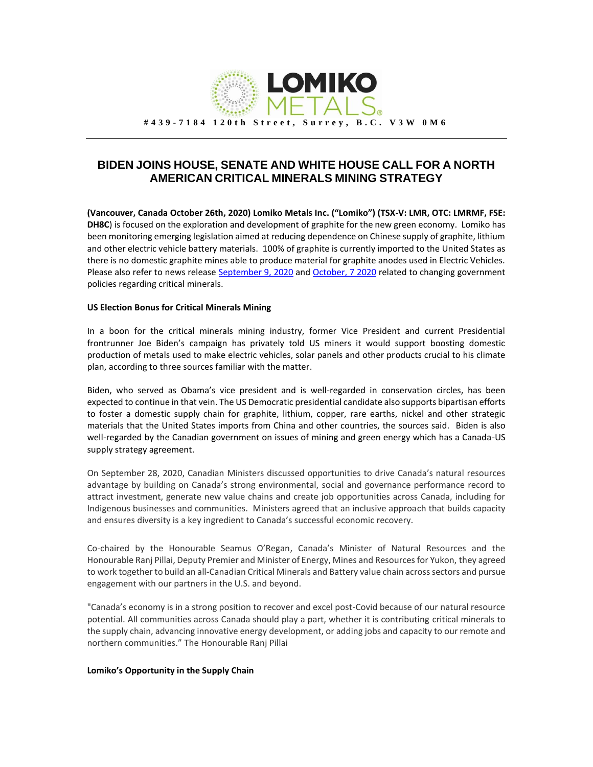**LOMIKO METALS**

**#439-7184 120th Street, Surrey, B.C. V3W 0M6**

# BIDEN JOINS HOUSE, SENATE AND WHITE HOUSE CALL FOR A NORTH AMERICAN CRITICAL MINERALS MINING STRATEGY

**(Vancouver, Canada October 26th, 2020) Lomiko Metals Inc. ("Lomiko") (TSX-V: LMR, OTC: LMRMF, FSE: DH8C**) is focused on the exploration and development of graphite for the new green economy. Lomiko has been monitoring emerging legislation aimed at reducing dependence on Chinese supply of graphite, lithium and other electric vehicle battery materials. 100% of graphite is currently imported to the United States as there is no domestic graphite mines able to produce material for graphite anodes used in Electric Vehicles. Please also refer to news release September 9, 2020 and October, 7 2020 related to changing government policies regarding critical minerals.

**US Election Bonus for Critical Minerals Mining**

In a boon for the critical minerals mining industry, former Vice President and current Presidential frontrunner Joe Biden's campaign has privately told US miners it would support boosting domestic production of metals used to make electric vehicles, solar panels and other products crucial to his climate plan, according to three sources familiar with the matter.

Biden, who served as Obama's vice president and is well-regarded in conservation circles, has been expected to continue in that vein. The US Democratic presidential candidate also supports bipartisan efforts to foster a domestic supply chain for graphite, lithium, copper, rare earths, nickel and other strategic materials that the United States imports from China and other countries, the sources said. Biden is also well-regarded by the Canadian government on issues of mining and green energy which has a Canada-US supply strategy agreement.

On September 28, 2020, Canadian Ministers discussed opportunities to drive Canada's natural resources advantage by building on Canada's strong environmental, social and governance performance record to attract investment, generate new value chains and create job opportunities across Canada, including for Indigenous businesses and communities. Ministers agreed that an inclusive approach that builds capacity and ensures diversity is a key ingredient to Canada's successful economic recovery.

Co-chaired by the Honourable Seamus O'Regan, Canada's Minister of Natural Resources and the Honourable Ranj Pillai, Deputy Premier and Minister of Energy, Mines and Resources for Yukon, they agreed to work together to build an all-Canadian Critical Minerals and Battery value chain across sectors and pursue engagement with our partners in the U.S. and beyond.

"Canada's economy is in a strong position to recover and excel post-Covid because of our natural resource potential. All communities across Canada should play a part, whether it is contributing critical minerals to the supply chain, advancing innovative energy development, or adding jobs and capacity to our remote and northern communities." The Honourable Ranj Pillai

**Lomiko's Opportunity in the Supply Chain**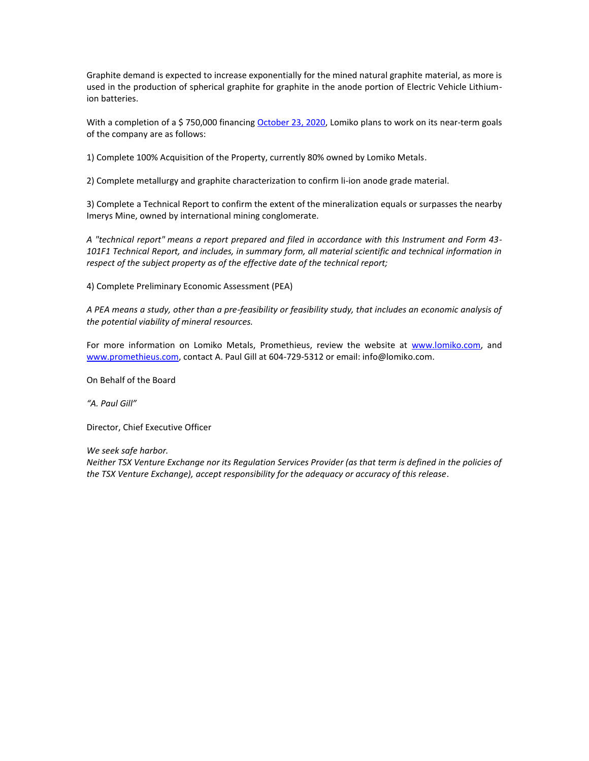Graphite demand is expected to increase exponentially for the mined natural graphite material, as more is used in the production of spherical graphite for graphite in the anode portion of Electric Vehicle Lithium-ion batteries.

With a completion of a $ 750,000 financing [October 23, 2020](), Lomiko plans to work on its near-term goals of the company are as follows:

1) Complete 100% Acquisition of the Property, currently 80% owned by Lomiko Metals.

2) Complete metallurgy and graphite characterization to confirm li-ion anode grade material.

3) Complete a Technical Report to confirm the extent of the mineralization equals or surpasses the nearby Imerys Mine, owned by international mining conglomerate.

*A "technical report" means a report prepared and filed in accordance with this Instrument and Form 43-101F1 Technical Report, and includes, in summary form, all material scientific and technical information in respect of the subject property as of the effective date of the technical report;*

4) Complete Preliminary Economic Assessment (PEA)

*A PEA means a study, other than a pre-feasibility or feasibility study, that includes an economic analysis of the potential viability of mineral resources.*

For more information on Lomiko Metals, Promethieus, review the website at [www.lomiko.com](), and [www.promethieus.com](), contact A. Paul Gill at 604-729-5312 or email: info@lomiko.com.

On Behalf of the Board

*"A. Paul Gill"*

Director, Chief Executive Officer

*We seek safe harbor.*
*Neither TSX Venture Exchange nor its Regulation Services Provider (as that term is defined in the policies of the TSX Venture Exchange), accept responsibility for the adequacy or accuracy of this release*.